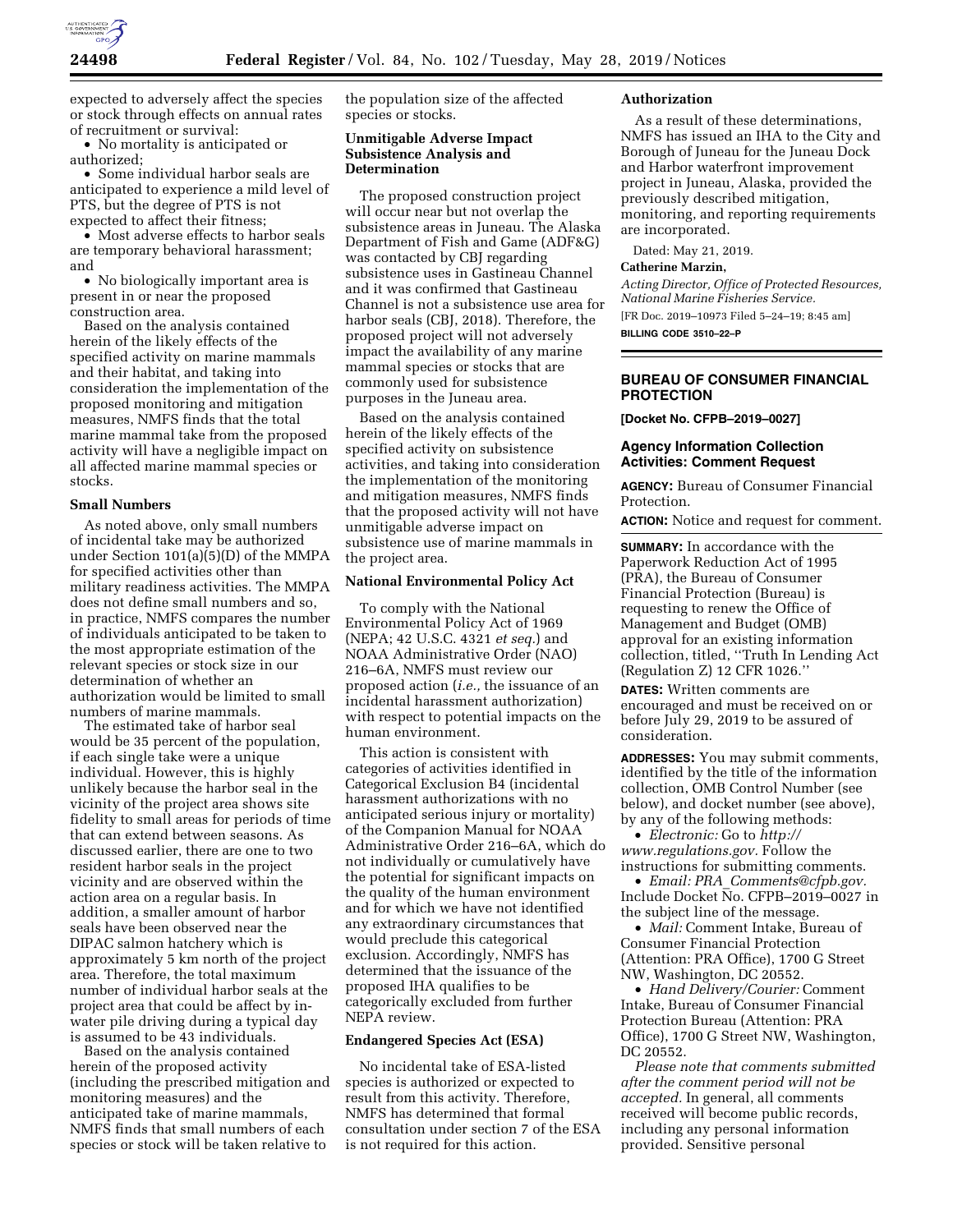expected to adversely affect the species or stock through effects on annual rates of recruitment or survival:

- No mortality is anticipated or authorized;
- Some individual harbor seals are anticipated to experience a mild level of PTS, but the degree of PTS is not expected to affect their fitness;
- Most adverse effects to harbor seals are temporary behavioral harassment; and
- No biologically important area is present in or near the proposed construction area.

Based on the analysis contained herein of the likely effects of the specified activity on marine mammals and their habitat, and taking into consideration the implementation of the proposed monitoring and mitigation measures, NMFS finds that the total marine mammal take from the proposed activity will have a negligible impact on all affected marine mammal species or stocks.

### Small Numbers

As noted above, only small numbers of incidental take may be authorized under Section 101(a)(5)(D) of the MMPA for specified activities other than military readiness activities. The MMPA does not define small numbers and so, in practice, NMFS compares the number of individuals anticipated to be taken to the most appropriate estimation of the relevant species or stock size in our determination of whether an authorization would be limited to small numbers of marine mammals.

The estimated take of harbor seal would be 35 percent of the population, if each single take were a unique individual. However, this is highly unlikely because the harbor seal in the vicinity of the project area shows site fidelity to small areas for periods of time that can extend between seasons. As discussed earlier, there are one to two resident harbor seals in the project vicinity and are observed within the action area on a regular basis. In addition, a smaller amount of harbor seals have been observed near the DIPAC salmon hatchery which is approximately 5 km north of the project area. Therefore, the total maximum number of individual harbor seals at the project area that could be affect by in-water pile driving during a typical day is assumed to be 43 individuals.

Based on the analysis contained herein of the proposed activity (including the prescribed mitigation and monitoring measures) and the anticipated take of marine mammals, NMFS finds that small numbers of each species or stock will be taken relative to the population size of the affected species or stocks.

### Unmitigable Adverse Impact Subsistence Analysis and Determination

The proposed construction project will occur near but not overlap the subsistence areas in Juneau. The Alaska Department of Fish and Game (ADF&G) was contacted by CBJ regarding subsistence uses in Gastineau Channel and it was confirmed that Gastineau Channel is not a subsistence use area for harbor seals (CBJ, 2018). Therefore, the proposed project will not adversely impact the availability of any marine mammal species or stocks that are commonly used for subsistence purposes in the Juneau area.

Based on the analysis contained herein of the likely effects of the specified activity on subsistence activities, and taking into consideration the implementation of the monitoring and mitigation measures, NMFS finds that the proposed activity will not have unmitigable adverse impact on subsistence use of marine mammals in the project area.

### National Environmental Policy Act

To comply with the National Environmental Policy Act of 1969 (NEPA; 42 U.S.C. 4321 *et seq.*) and NOAA Administrative Order (NAO) 216–6A, NMFS must review our proposed action (*i.e.,* the issuance of an incidental harassment authorization) with respect to potential impacts on the human environment.

This action is consistent with categories of activities identified in Categorical Exclusion B4 (incidental harassment authorizations with no anticipated serious injury or mortality) of the Companion Manual for NOAA Administrative Order 216–6A, which do not individually or cumulatively have the potential for significant impacts on the quality of the human environment and for which we have not identified any extraordinary circumstances that would preclude this categorical exclusion. Accordingly, NMFS has determined that the issuance of the proposed IHA qualifies to be categorically excluded from further NEPA review.

### Endangered Species Act (ESA)

No incidental take of ESA-listed species is authorized or expected to result from this activity. Therefore, NMFS has determined that formal consultation under section 7 of the ESA is not required for this action.

### Authorization

As a result of these determinations, NMFS has issued an IHA to the City and Borough of Juneau for the Juneau Dock and Harbor waterfront improvement project in Juneau, Alaska, provided the previously described mitigation, monitoring, and reporting requirements are incorporated.

Dated: May 21, 2019.

**Catherine Marzin,**

*Acting Director, Office of Protected Resources, National Marine Fisheries Service.*

[FR Doc. 2019–10973 Filed 5–24–19; 8:45 am]

**BILLING CODE 3510–22–P**

---

## BUREAU OF CONSUMER FINANCIAL PROTECTION

**[Docket No. CFPB–2019–0027]**

### Agency Information Collection Activities: Comment Request

**AGENCY:** Bureau of Consumer Financial Protection.

**ACTION:** Notice and request for comment.

**SUMMARY:** In accordance with the Paperwork Reduction Act of 1995 (PRA), the Bureau of Consumer Financial Protection (Bureau) is requesting to renew the Office of Management and Budget (OMB) approval for an existing information collection, titled, ''Truth In Lending Act (Regulation Z) 12 CFR 1026.''

**DATES:** Written comments are encouraged and must be received on or before July 29, 2019 to be assured of consideration.

**ADDRESSES:** You may submit comments, identified by the title of the information collection, OMB Control Number (see below), and docket number (see above), by any of the following methods:

- *Electronic:* Go to *http://www.regulations.gov.* Follow the instructions for submitting comments.
- *Email: PRA_Comments@cfpb.gov.* Include Docket No. CFPB–2019–0027 in the subject line of the message.
- *Mail:* Comment Intake, Bureau of Consumer Financial Protection (Attention: PRA Office), 1700 G Street NW, Washington, DC 20552.
- *Hand Delivery/Courier:* Comment Intake, Bureau of Consumer Financial Protection Bureau (Attention: PRA Office), 1700 G Street NW, Washington, DC 20552.

*Please note that comments submitted after the comment period will not be accepted.* In general, all comments received will become public records, including any personal information provided. Sensitive personal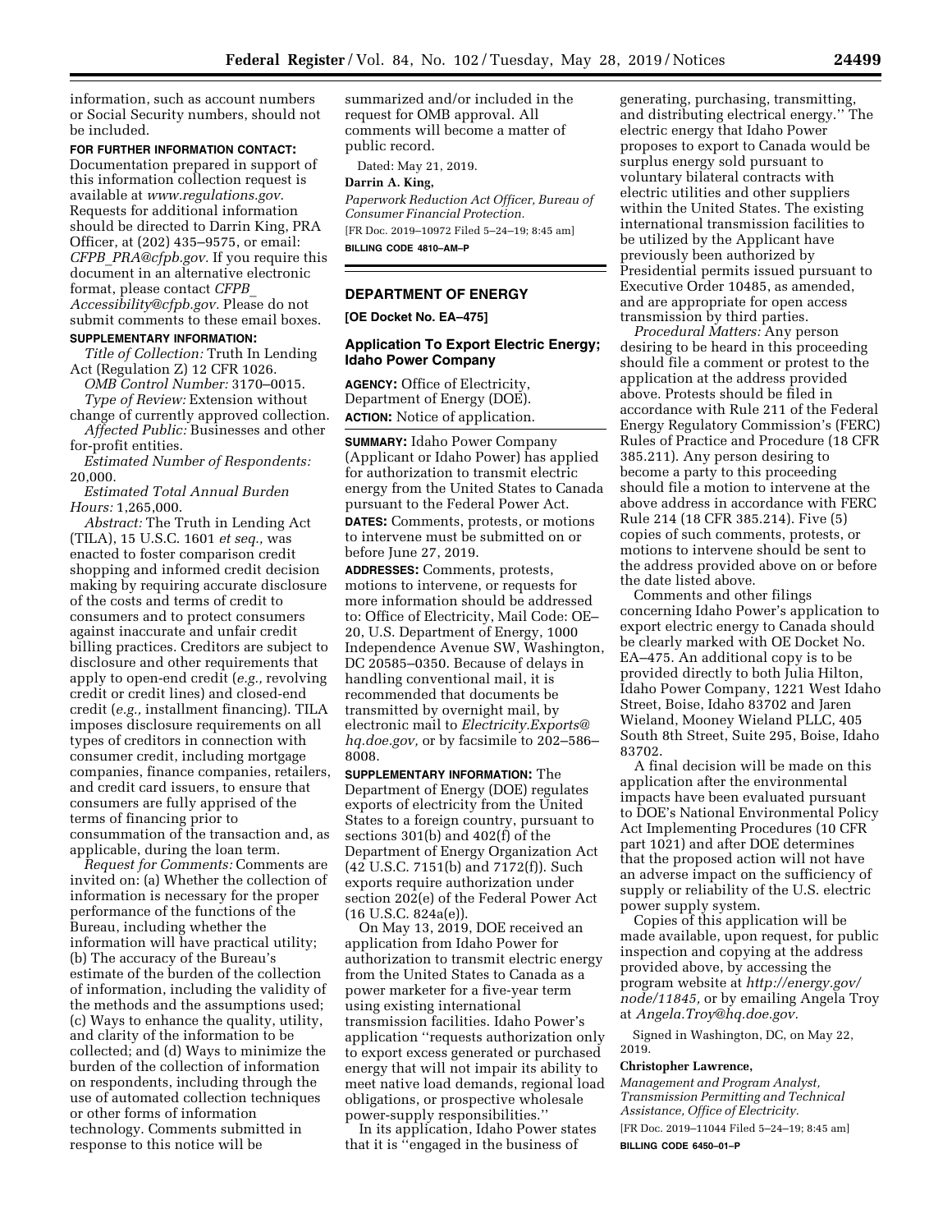information, such as account numbers or Social Security numbers, should not be included.

**FOR FURTHER INFORMATION CONTACT:** Documentation prepared in support of this information collection request is available at *www.regulations.gov.* Requests for additional information should be directed to Darrin King, PRA Officer, at (202) 435–9575, or email: *CFPB_PRA@cfpb.gov.* If you require this document in an alternative electronic format, please contact *CFPB_Accessibility@cfpb.gov.* Please do not submit comments to these email boxes.

**SUPPLEMENTARY INFORMATION:**

*Title of Collection:* Truth In Lending Act (Regulation Z) 12 CFR 1026.

*OMB Control Number:* 3170–0015.

*Type of Review:* Extension without change of currently approved collection.

*Affected Public:* Businesses and other for-profit entities.

*Estimated Number of Respondents:* 20,000.

*Estimated Total Annual Burden Hours:* 1,265,000.

*Abstract:* The Truth in Lending Act (TILA), 15 U.S.C. 1601 *et seq.,* was enacted to foster comparison credit shopping and informed credit decision making by requiring accurate disclosure of the costs and terms of credit to consumers and to protect consumers against inaccurate and unfair credit billing practices. Creditors are subject to disclosure and other requirements that apply to open-end credit (*e.g.,* revolving credit or credit lines) and closed-end credit (*e.g.,* installment financing). TILA imposes disclosure requirements on all types of creditors in connection with consumer credit, including mortgage companies, finance companies, retailers, and credit card issuers, to ensure that consumers are fully apprised of the terms of financing prior to consummation of the transaction and, as applicable, during the loan term.

*Request for Comments:* Comments are invited on: (a) Whether the collection of information is necessary for the proper performance of the functions of the Bureau, including whether the information will have practical utility; (b) The accuracy of the Bureau's estimate of the burden of the collection of information, including the validity of the methods and the assumptions used; (c) Ways to enhance the quality, utility, and clarity of the information to be collected; and (d) Ways to minimize the burden of the collection of information on respondents, including through the use of automated collection techniques or other forms of information technology. Comments submitted in response to this notice will be summarized and/or included in the request for OMB approval. All comments will become a matter of public record.

Dated: May 21, 2019.

**Darrin A. King,**

*Paperwork Reduction Act Officer, Bureau of Consumer Financial Protection.*

[FR Doc. 2019–10972 Filed 5–24–19; 8:45 am]

**BILLING CODE 4810–AM–P**

## DEPARTMENT OF ENERGY

**[OE Docket No. EA–475]**

### Application To Export Electric Energy; Idaho Power Company

**AGENCY:** Office of Electricity, Department of Energy (DOE).

**ACTION:** Notice of application.

**SUMMARY:** Idaho Power Company (Applicant or Idaho Power) has applied for authorization to transmit electric energy from the United States to Canada pursuant to the Federal Power Act.

**DATES:** Comments, protests, or motions to intervene must be submitted on or before June 27, 2019.

**ADDRESSES:** Comments, protests, motions to intervene, or requests for more information should be addressed to: Office of Electricity, Mail Code: OE–20, U.S. Department of Energy, 1000 Independence Avenue SW, Washington, DC 20585–0350. Because of delays in handling conventional mail, it is recommended that documents be transmitted by overnight mail, by electronic mail to *Electricity.Exports@hq.doe.gov,* or by facsimile to 202–586–8008.

**SUPPLEMENTARY INFORMATION:** The Department of Energy (DOE) regulates exports of electricity from the United States to a foreign country, pursuant to sections 301(b) and 402(f) of the Department of Energy Organization Act (42 U.S.C. 7151(b) and 7172(f)). Such exports require authorization under section 202(e) of the Federal Power Act (16 U.S.C. 824a(e)).

On May 13, 2019, DOE received an application from Idaho Power for authorization to transmit electric energy from the United States to Canada as a power marketer for a five-year term using existing international transmission facilities. Idaho Power's application ''requests authorization only to export excess generated or purchased energy that will not impair its ability to meet native load demands, regional load obligations, or prospective wholesale power-supply responsibilities.''

In its application, Idaho Power states that it is ''engaged in the business of generating, purchasing, transmitting, and distributing electrical energy.'' The electric energy that Idaho Power proposes to export to Canada would be surplus energy sold pursuant to voluntary bilateral contracts with electric utilities and other suppliers within the United States. The existing international transmission facilities to be utilized by the Applicant have previously been authorized by Presidential permits issued pursuant to Executive Order 10485, as amended, and are appropriate for open access transmission by third parties.

*Procedural Matters:* Any person desiring to be heard in this proceeding should file a comment or protest to the application at the address provided above. Protests should be filed in accordance with Rule 211 of the Federal Energy Regulatory Commission's (FERC) Rules of Practice and Procedure (18 CFR 385.211). Any person desiring to become a party to this proceeding should file a motion to intervene at the above address in accordance with FERC Rule 214 (18 CFR 385.214). Five (5) copies of such comments, protests, or motions to intervene should be sent to the address provided above on or before the date listed above.

Comments and other filings concerning Idaho Power's application to export electric energy to Canada should be clearly marked with OE Docket No. EA–475. An additional copy is to be provided directly to both Julia Hilton, Idaho Power Company, 1221 West Idaho Street, Boise, Idaho 83702 and Jaren Wieland, Mooney Wieland PLLC, 405 South 8th Street, Suite 295, Boise, Idaho 83702.

A final decision will be made on this application after the environmental impacts have been evaluated pursuant to DOE's National Environmental Policy Act Implementing Procedures (10 CFR part 1021) and after DOE determines that the proposed action will not have an adverse impact on the sufficiency of supply or reliability of the U.S. electric power supply system.

Copies of this application will be made available, upon request, for public inspection and copying at the address provided above, by accessing the program website at *http://energy.gov/node/11845,* or by emailing Angela Troy at *Angela.Troy@hq.doe.gov.*

Signed in Washington, DC, on May 22, 2019.

**Christopher Lawrence,**

*Management and Program Analyst, Transmission Permitting and Technical Assistance, Office of Electricity.*

[FR Doc. 2019–11044 Filed 5–24–19; 8:45 am]

**BILLING CODE 6450–01–P**